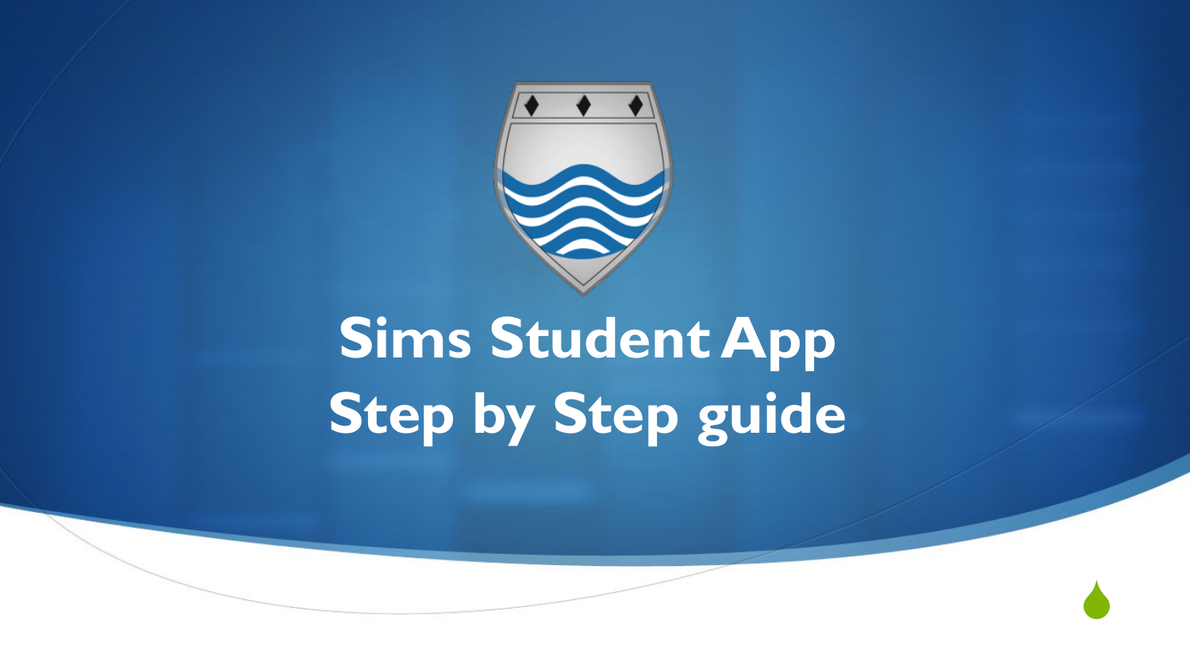# Sims Student App
# Step by Step guide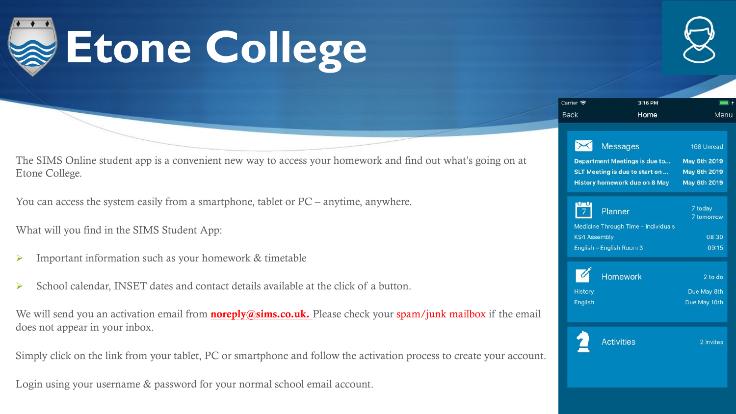# Etone College

The SIMS Online student app is a convenient new way to access your homework and find out what's going on at Etone College.

You can access the system easily from a smartphone, tablet or PC – anytime, anywhere.

What will you find in the SIMS Student App:

- Important information such as your homework & timetable
- School calendar, INSET dates and contact details available at the click of a button.

We will send you an activation email from **noreply@sims.co.uk.** Please check your spam/junk mailbox if the email does not appear in your inbox.

Simply click on the link from your tablet, PC or smartphone and follow the activation process to create your account.

Login using your username & password for your normal school email account.

Carrier 3:16 PM

Back Home Menu

**Messages** 168 Unread

| | |
|---|---|
| Department Meetings is due to... | May 6th 2019 |
| SLT Meeting is due to start on ... | May 6th 2019 |
| History homework due on 8 May | May 6th 2019 |

**Planner** 7 today, 7 tomorrow

| | |
|---|---|
| Medicine Through Time - Individuals | |
| KS4 Assembly | 08:30 |
| English – English Room 3 | 09:15 |

**Homework** 2 to do

| | |
|---|---|
| History | Due May 8th |
| English | Due May 10th |

**Activities** 2 invites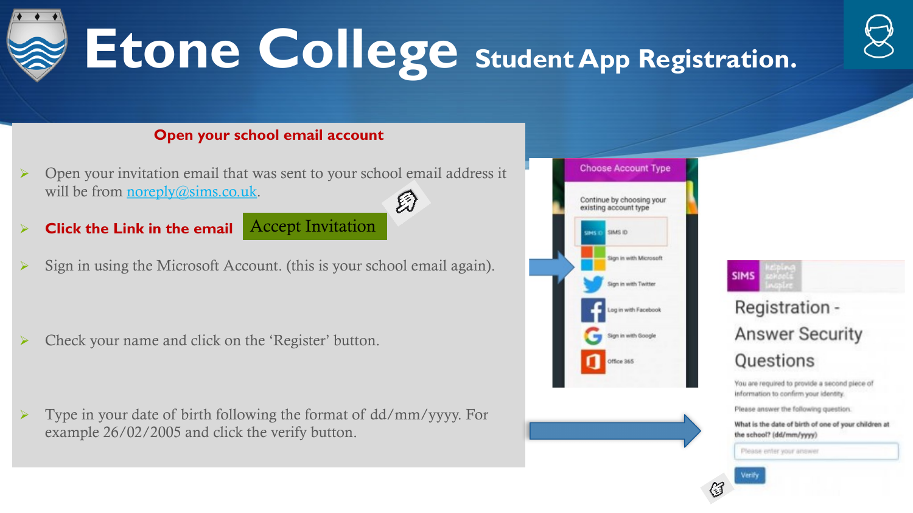# Etone College Student App Registration.

**Open your school email account**

- Open your invitation email that was sent to your school email address it will be from [noreply@sims.co.uk](mailto:noreply@sims.co.uk).
- **Click the Link in the email** Accept Invitation
- Sign in using the Microsoft Account. (this is your school email again).
- Check your name and click on the 'Register' button.
- Type in your date of birth following the format of dd/mm/yyyy. For example 26/02/2005 and click the verify button.

Choose Account Type

Continue by choosing your existing account type

- SIMS ID
- Sign in with Microsoft
- Sign in with Twitter
- Log in with Facebook
- Sign in with Google
- Office 365

SIMS helping schools inspire

Registration - Answer Security Questions

You are required to provide a second piece of information to confirm your identity.

Please answer the following question.

**What is the date of birth of one of your children at the school? (dd/mm/yyyy)**

Please enter your answer

Verify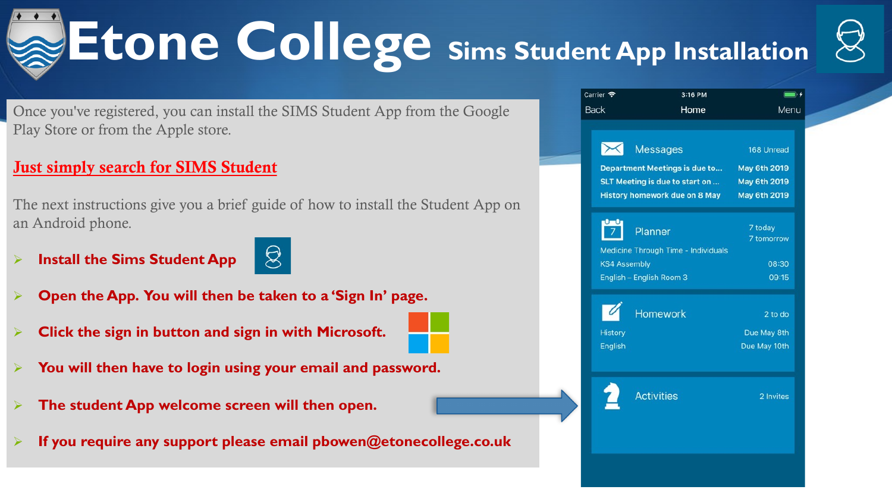# Etone College Sims Student App Installation

Once you've registered, you can install the SIMS Student App from the Google Play Store or from the Apple store.

**Just simply search for SIMS Student**

The next instructions give you a brief guide of how to install the Student App on an Android phone.

- **Install the Sims Student App**
- **Open the App. You will then be taken to a 'Sign In' page.**
- **Click the sign in button and sign in with Microsoft.**
- **You will then have to login using your email and password.**
- **The student App welcome screen will then open.**
- **If you require any support please email pbowen@etonecollege.co.uk**

Carrier 3:16 PM

Back Home Menu

Messages 168 Unread

Department Meetings is due to... May 6th 2019

SLT Meeting is due to start on ... May 6th 2019

History homework due on 8 May May 6th 2019

Planner 7 today 7 tomorrow

Medicine Through Time - Individuals

KS4 Assembly 08:30

English – English Room 3 09:15

Homework 2 to do

History Due May 8th

English Due May 10th

Activities 2 Invites